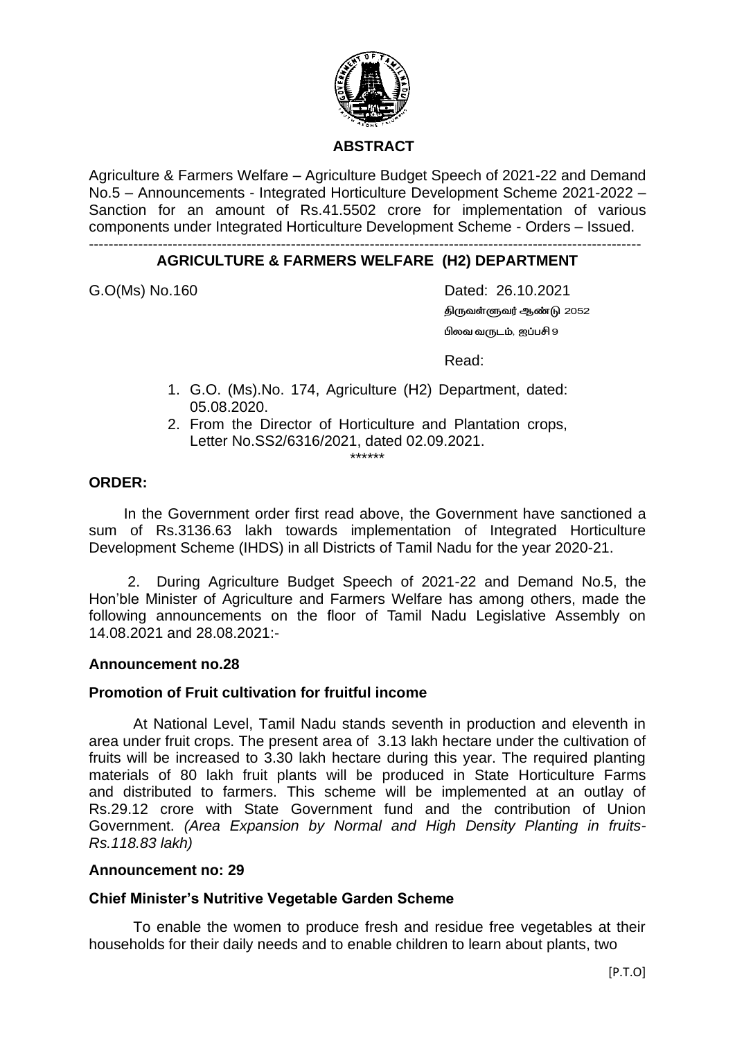## ABSTRACT

Agriculture & Farmers Welfare – Agriculture Budget Speech of 2021-22 and Demand No.5 – Announcements - Integrated Horticulture Development Scheme 2021-2022 – Sanction for an amount of Rs.41.5502 crore for implementation of various components under Integrated Horticulture Development Scheme - Orders – Issued.

---

## AGRICULTURE & FARMERS WELFARE (H2) DEPARTMENT

G.O(Ms) No.160 Dated: 26.10.2021

திருவள்ளுவர் ஆண்டு 2052

பிலவ வருடம், ஐப்பசி 9

Read:

1. G.O. (Ms).No. 174, Agriculture (H2) Department, dated: 05.08.2020.
2. From the Director of Horticulture and Plantation crops, Letter No.SS2/6316/2021, dated 02.09.2021.

******

**ORDER:**

In the Government order first read above, the Government have sanctioned a sum of Rs.3136.63 lakh towards implementation of Integrated Horticulture Development Scheme (IHDS) in all Districts of Tamil Nadu for the year 2020-21.

2. During Agriculture Budget Speech of 2021-22 and Demand No.5, the Hon'ble Minister of Agriculture and Farmers Welfare has among others, made the following announcements on the floor of Tamil Nadu Legislative Assembly on 14.08.2021 and 28.08.2021:-

**Announcement no.28**

**Promotion of Fruit cultivation for fruitful income**

At National Level, Tamil Nadu stands seventh in production and eleventh in area under fruit crops. The present area of 3.13 lakh hectare under the cultivation of fruits will be increased to 3.30 lakh hectare during this year. The required planting materials of 80 lakh fruit plants will be produced in State Horticulture Farms and distributed to farmers. This scheme will be implemented at an outlay of Rs.29.12 crore with State Government fund and the contribution of Union Government. *(Area Expansion by Normal and High Density Planting in fruits- Rs.118.83 lakh)*

**Announcement no: 29**

**Chief Minister's Nutritive Vegetable Garden Scheme**

To enable the women to produce fresh and residue free vegetables at their households for their daily needs and to enable children to learn about plants, two

[P.T.O]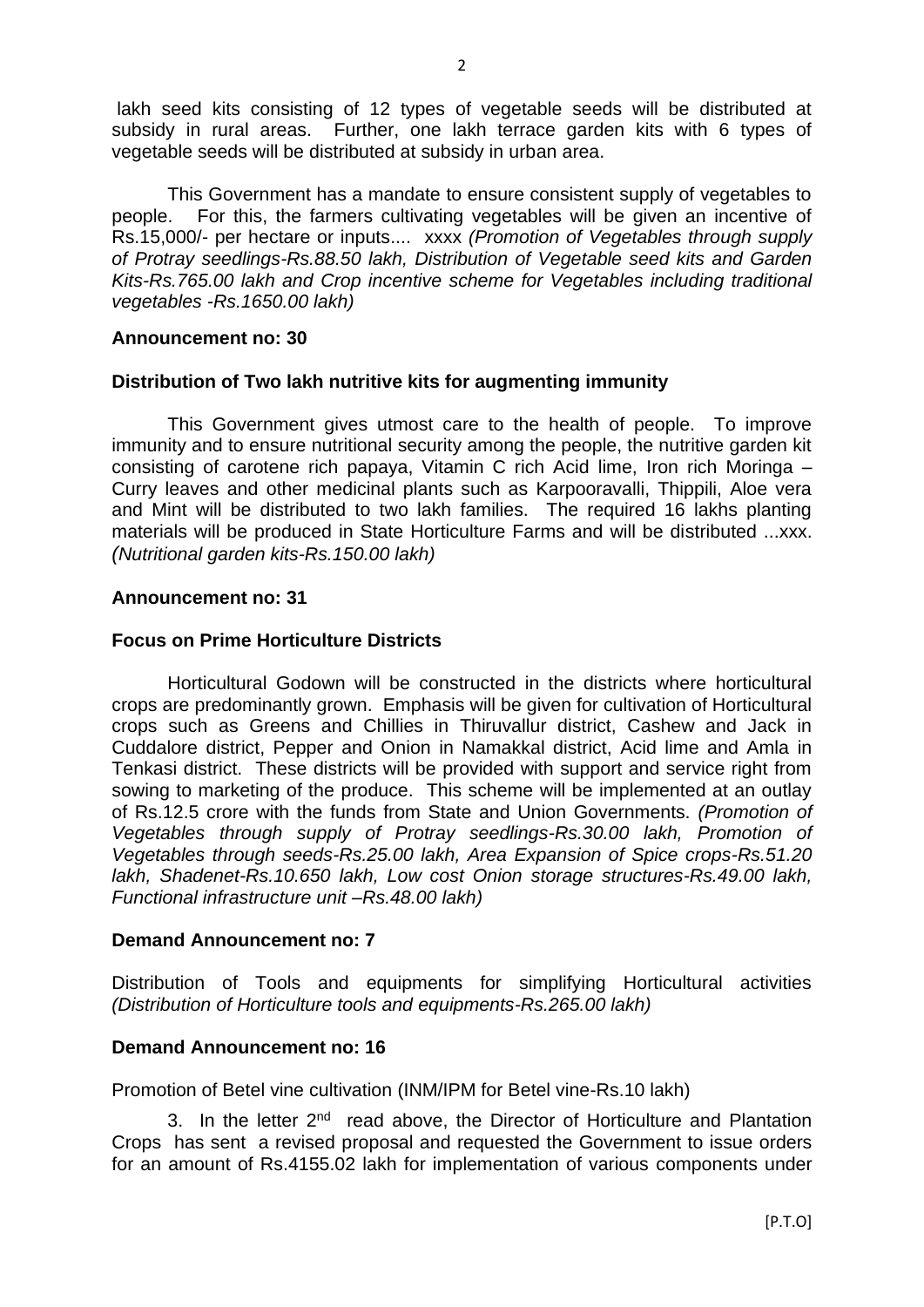lakh seed kits consisting of 12 types of vegetable seeds will be distributed at subsidy in rural areas. Further, one lakh terrace garden kits with 6 types of vegetable seeds will be distributed at subsidy in urban area.

This Government has a mandate to ensure consistent supply of vegetables to people. For this, the farmers cultivating vegetables will be given an incentive of Rs.15,000/- per hectare or inputs.... xxxx *(Promotion of Vegetables through supply of Protray seedlings-Rs.88.50 lakh, Distribution of Vegetable seed kits and Garden Kits-Rs.765.00 lakh and Crop incentive scheme for Vegetables including traditional vegetables -Rs.1650.00 lakh)*

**Announcement no: 30**

**Distribution of Two lakh nutritive kits for augmenting immunity**

This Government gives utmost care to the health of people. To improve immunity and to ensure nutritional security among the people, the nutritive garden kit consisting of carotene rich papaya, Vitamin C rich Acid lime, Iron rich Moringa – Curry leaves and other medicinal plants such as Karpooravalli, Thippili, Aloe vera and Mint will be distributed to two lakh families. The required 16 lakhs planting materials will be produced in State Horticulture Farms and will be distributed ...xxx. *(Nutritional garden kits-Rs.150.00 lakh)*

**Announcement no: 31**

**Focus on Prime Horticulture Districts**

Horticultural Godown will be constructed in the districts where horticultural crops are predominantly grown. Emphasis will be given for cultivation of Horticultural crops such as Greens and Chillies in Thiruvallur district, Cashew and Jack in Cuddalore district, Pepper and Onion in Namakkal district, Acid lime and Amla in Tenkasi district. These districts will be provided with support and service right from sowing to marketing of the produce. This scheme will be implemented at an outlay of Rs.12.5 crore with the funds from State and Union Governments. *(Promotion of Vegetables through supply of Protray seedlings-Rs.30.00 lakh, Promotion of Vegetables through seeds-Rs.25.00 lakh, Area Expansion of Spice crops-Rs.51.20 lakh, Shadenet-Rs.10.650 lakh, Low cost Onion storage structures-Rs.49.00 lakh, Functional infrastructure unit –Rs.48.00 lakh)*

**Demand Announcement no: 7**

Distribution of Tools and equipments for simplifying Horticultural activities *(Distribution of Horticulture tools and equipments-Rs.265.00 lakh)*

**Demand Announcement no: 16**

Promotion of Betel vine cultivation (INM/IPM for Betel vine-Rs.10 lakh)

3. In the letter 2nd read above, the Director of Horticulture and Plantation Crops has sent a revised proposal and requested the Government to issue orders for an amount of Rs.4155.02 lakh for implementation of various components under

[P.T.O]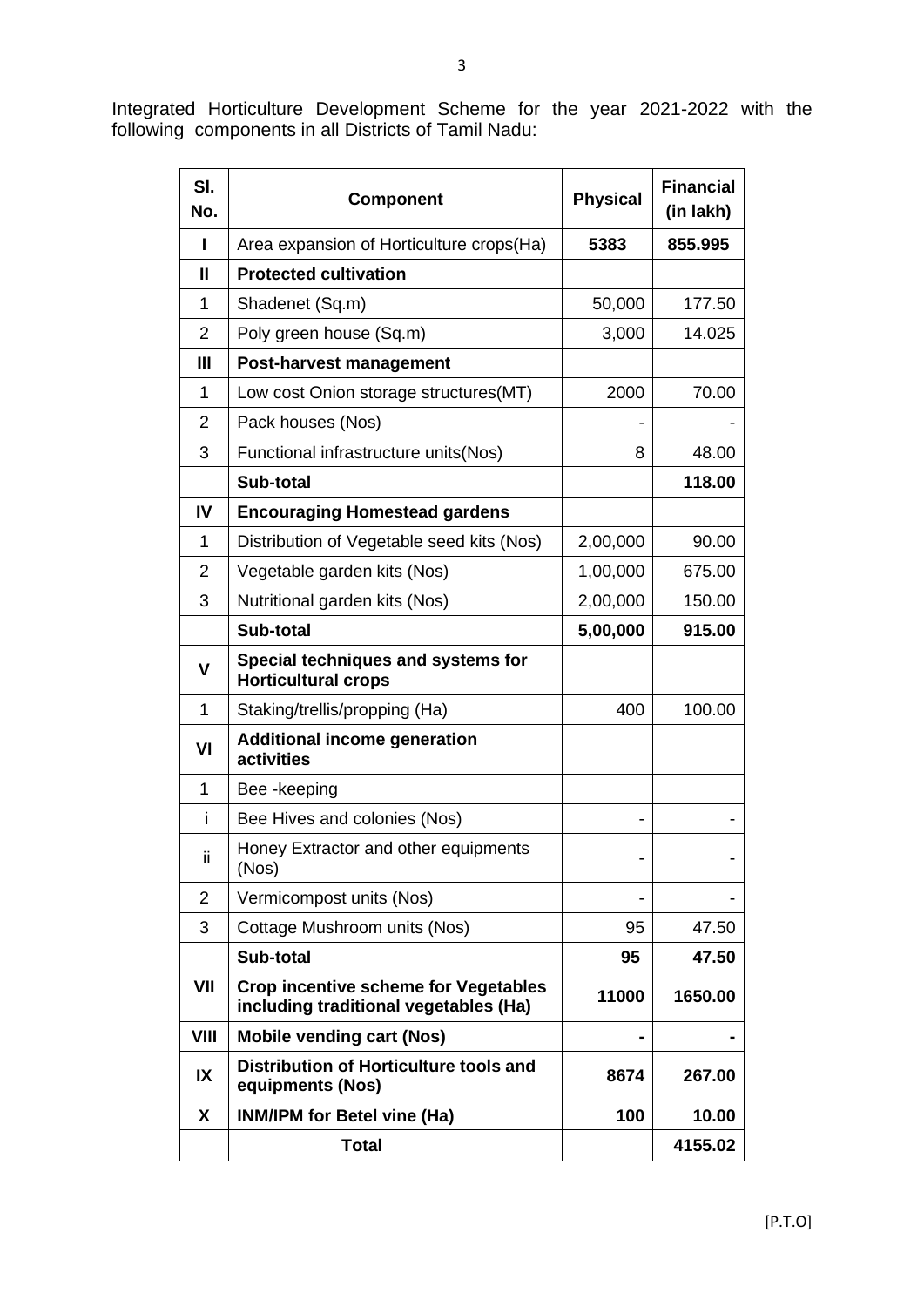Integrated Horticulture Development Scheme for the year 2021-2022 with the following components in all Districts of Tamil Nadu:

| Sl. No. | Component | Physical | Financial (in lakh) |
|---|---|---|---|
| **I** | Area expansion of Horticulture crops(Ha) | **5383** | **855.995** |
| **II** | **Protected cultivation** | | |
| 1 | Shadenet (Sq.m) | 50,000 | 177.50 |
| 2 | Poly green house (Sq.m) | 3,000 | 14.025 |
| **III** | **Post-harvest management** | | |
| 1 | Low cost Onion storage structures(MT) | 2000 | 70.00 |
| 2 | Pack houses (Nos) | - | - |
| 3 | Functional infrastructure units(Nos) | 8 | 48.00 |
| | **Sub-total** | | **118.00** |
| **IV** | **Encouraging Homestead gardens** | | |
| 1 | Distribution of Vegetable seed kits (Nos) | 2,00,000 | 90.00 |
| 2 | Vegetable garden kits (Nos) | 1,00,000 | 675.00 |
| 3 | Nutritional garden kits (Nos) | 2,00,000 | 150.00 |
| | **Sub-total** | **5,00,000** | **915.00** |
| **V** | **Special techniques and systems for Horticultural crops** | | |
| 1 | Staking/trellis/propping (Ha) | 400 | 100.00 |
| **VI** | **Additional income generation activities** | | |
| 1 | Bee -keeping | | |
| i | Bee Hives and colonies (Nos) | - | - |
| ii | Honey Extractor and other equipments (Nos) | - | - |
| 2 | Vermicompost units (Nos) | - | - |
| 3 | Cottage Mushroom units (Nos) | 95 | 47.50 |
| | **Sub-total** | **95** | **47.50** |
| **VII** | **Crop incentive scheme for Vegetables including traditional vegetables (Ha)** | **11000** | **1650.00** |
| **VIII** | **Mobile vending cart (Nos)** | **-** | **-** |
| **IX** | **Distribution of Horticulture tools and equipments (Nos)** | **8674** | **267.00** |
| **X** | **INM/IPM for Betel vine (Ha)** | **100** | **10.00** |
| | **Total** | | **4155.02** |

[P.T.O]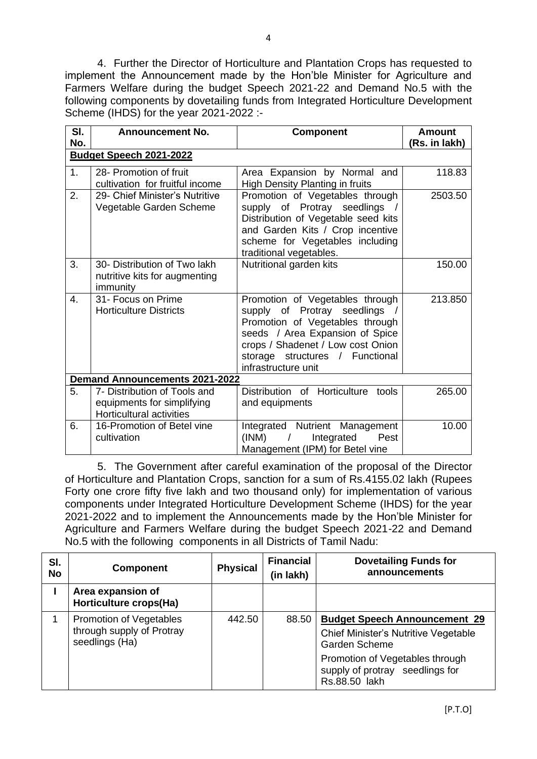4. Further the Director of Horticulture and Plantation Crops has requested to implement the Announcement made by the Hon'ble Minister for Agriculture and Farmers Welfare during the budget Speech 2021-22 and Demand No.5 with the following components by dovetailing funds from Integrated Horticulture Development Scheme (IHDS) for the year 2021-2022 :-

| Sl. No. | Announcement No. | Component | Amount (Rs. in lakh) |
|---|---|---|---|
| **Budget Speech 2021-2022** | | | |
| 1. | 28- Promotion of fruit cultivation for fruitful income | Area Expansion by Normal and High Density Planting in fruits | 118.83 |
| 2. | 29- Chief Minister's Nutritive Vegetable Garden Scheme | Promotion of Vegetables through supply of Protray seedlings / Distribution of Vegetable seed kits and Garden Kits / Crop incentive scheme for Vegetables including traditional vegetables. | 2503.50 |
| 3. | 30- Distribution of Two lakh nutritive kits for augmenting immunity | Nutritional garden kits | 150.00 |
| 4. | 31- Focus on Prime Horticulture Districts | Promotion of Vegetables through supply of Protray seedlings / Promotion of Vegetables through seeds / Area Expansion of Spice crops / Shadenet / Low cost Onion storage structures / Functional infrastructure unit | 213.850 |
| **Demand Announcements 2021-2022** | | | |
| 5. | 7- Distribution of Tools and equipments for simplifying Horticultural activities | Distribution of Horticulture tools and equipments | 265.00 |
| 6. | 16-Promotion of Betel vine cultivation | Integrated Nutrient Management (INM) / Integrated Pest Management (IPM) for Betel vine | 10.00 |

5. The Government after careful examination of the proposal of the Director of Horticulture and Plantation Crops, sanction for a sum of Rs.4155.02 lakh (Rupees Forty one crore fifty five lakh and two thousand only) for implementation of various components under Integrated Horticulture Development Scheme (IHDS) for the year 2021-2022 and to implement the Announcements made by the Hon'ble Minister for Agriculture and Farmers Welfare during the budget Speech 2021-22 and Demand No.5 with the following components in all Districts of Tamil Nadu:

| Sl. No | Component | Physical | Financial (in lakh) | Dovetailing Funds for announcements |
|---|---|---|---|---|
| **I** | **Area expansion of Horticulture crops(Ha)** | | | |
| 1 | Promotion of Vegetables through supply of Protray seedlings (Ha) | 442.50 | 88.50 | **Budget Speech Announcement 29** Chief Minister's Nutritive Vegetable Garden Scheme Promotion of Vegetables through supply of protray seedlings for Rs.88.50 lakh |

[P.T.O]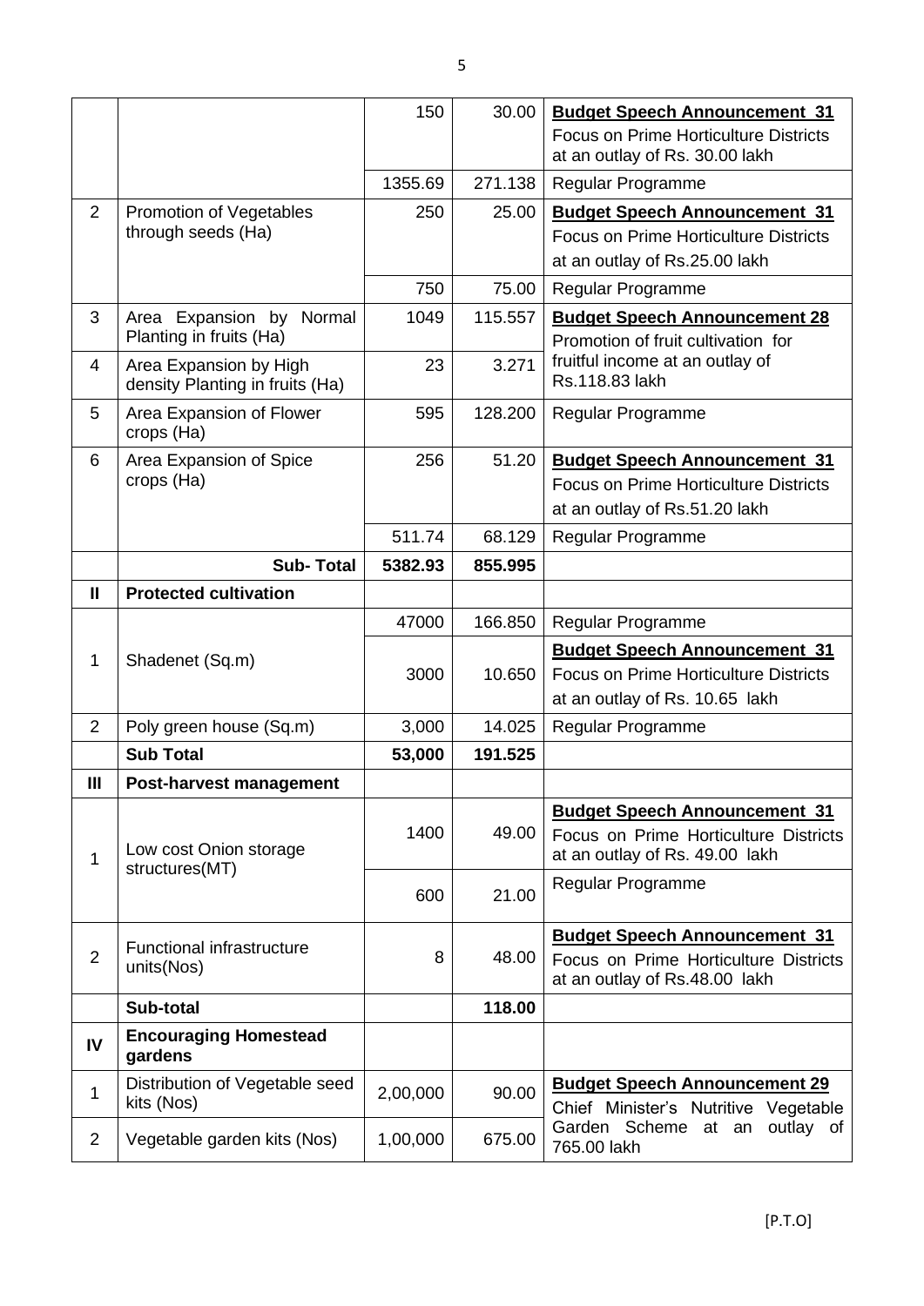|  |  | 150 | 30.00 | **Budget Speech Announcement 31** Focus on Prime Horticulture Districts at an outlay of Rs. 30.00 lakh |
|---|---|---|---|---|
|  |  | 1355.69 | 271.138 | Regular Programme |
| 2 | Promotion of Vegetables through seeds (Ha) | 250 | 25.00 | **Budget Speech Announcement 31** Focus on Prime Horticulture Districts at an outlay of Rs.25.00 lakh |
|  |  | 750 | 75.00 | Regular Programme |
| 3 | Area Expansion by Normal Planting in fruits (Ha) | 1049 | 115.557 | **Budget Speech Announcement 28** Promotion of fruit cultivation for fruitful income at an outlay of Rs.118.83 lakh |
| 4 | Area Expansion by High density Planting in fruits (Ha) | 23 | 3.271 |  |
| 5 | Area Expansion of Flower crops (Ha) | 595 | 128.200 | Regular Programme |
| 6 | Area Expansion of Spice crops (Ha) | 256 | 51.20 | **Budget Speech Announcement 31** Focus on Prime Horticulture Districts at an outlay of Rs.51.20 lakh |
|  |  | 511.74 | 68.129 | Regular Programme |
|  | **Sub- Total** | **5382.93** | **855.995** |  |
| **II** | **Protected cultivation** |  |  |  |
| 1 | Shadenet (Sq.m) | 47000 | 166.850 | Regular Programme |
|  |  | 3000 | 10.650 | **Budget Speech Announcement 31** Focus on Prime Horticulture Districts at an outlay of Rs. 10.65 lakh |
| 2 | Poly green house (Sq.m) | 3,000 | 14.025 | Regular Programme |
|  | **Sub Total** | **53,000** | **191.525** |  |
| **III** | **Post-harvest management** |  |  |  |
| 1 | Low cost Onion storage structures(MT) | 1400 | 49.00 | **Budget Speech Announcement 31** Focus on Prime Horticulture Districts at an outlay of Rs. 49.00 lakh |
|  |  | 600 | 21.00 | Regular Programme |
| 2 | Functional infrastructure units(Nos) | 8 | 48.00 | **Budget Speech Announcement 31** Focus on Prime Horticulture Districts at an outlay of Rs.48.00 lakh |
|  | **Sub-total** |  | **118.00** |  |
| **IV** | **Encouraging Homestead gardens** |  |  |  |
| 1 | Distribution of Vegetable seed kits (Nos) | 2,00,000 | 90.00 | **Budget Speech Announcement 29** Chief Minister's Nutritive Vegetable Garden Scheme at an outlay of 765.00 lakh |
| 2 | Vegetable garden kits (Nos) | 1,00,000 | 675.00 |  |

[P.T.O]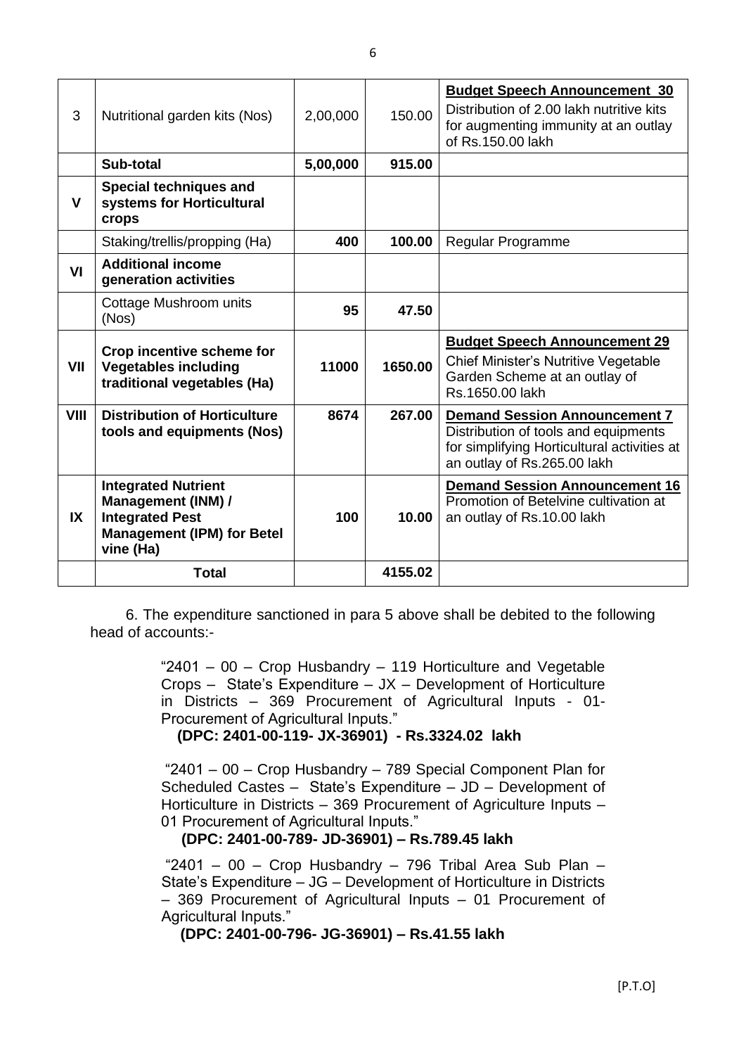| 3 | Nutritional garden kits (Nos) | 2,00,000 | 150.00 | **Budget Speech Announcement 30** Distribution of 2.00 lakh nutritive kits for augmenting immunity at an outlay of Rs.150.00 lakh |
|---|---|---|---|---|
| | **Sub-total** | **5,00,000** | **915.00** | |
| **V** | **Special techniques and systems for Horticultural crops** | | | |
| | Staking/trellis/propping (Ha) | **400** | **100.00** | Regular Programme |
| **VI** | **Additional income generation activities** | | | |
| | Cottage Mushroom units (Nos) | **95** | **47.50** | |
| **VII** | **Crop incentive scheme for Vegetables including traditional vegetables (Ha)** | **11000** | **1650.00** | **Budget Speech Announcement 29** Chief Minister's Nutritive Vegetable Garden Scheme at an outlay of Rs.1650.00 lakh |
| **VIII** | **Distribution of Horticulture tools and equipments (Nos)** | **8674** | **267.00** | **Demand Session Announcement 7** Distribution of tools and equipments for simplifying Horticultural activities at an outlay of Rs.265.00 lakh |
| **IX** | **Integrated Nutrient Management (INM) / Integrated Pest Management (IPM) for Betel vine (Ha)** | **100** | **10.00** | **Demand Session Announcement 16** Promotion of Betelvine cultivation at an outlay of Rs.10.00 lakh |
| | **Total** | | **4155.02** | |

6. The expenditure sanctioned in para 5 above shall be debited to the following head of accounts:-

"2401 – 00 – Crop Husbandry – 119 Horticulture and Vegetable Crops – State's Expenditure – JX – Development of Horticulture in Districts – 369 Procurement of Agricultural Inputs - 01- Procurement of Agricultural Inputs."

**(DPC: 2401-00-119- JX-36901) - Rs.3324.02 lakh**

"2401 – 00 – Crop Husbandry – 789 Special Component Plan for Scheduled Castes – State's Expenditure – JD – Development of Horticulture in Districts – 369 Procurement of Agriculture Inputs – 01 Procurement of Agricultural Inputs."

**(DPC: 2401-00-789- JD-36901) – Rs.789.45 lakh**

"2401 – 00 – Crop Husbandry – 796 Tribal Area Sub Plan – State's Expenditure – JG – Development of Horticulture in Districts – 369 Procurement of Agricultural Inputs – 01 Procurement of Agricultural Inputs."

**(DPC: 2401-00-796- JG-36901) – Rs.41.55 lakh**

[P.T.O]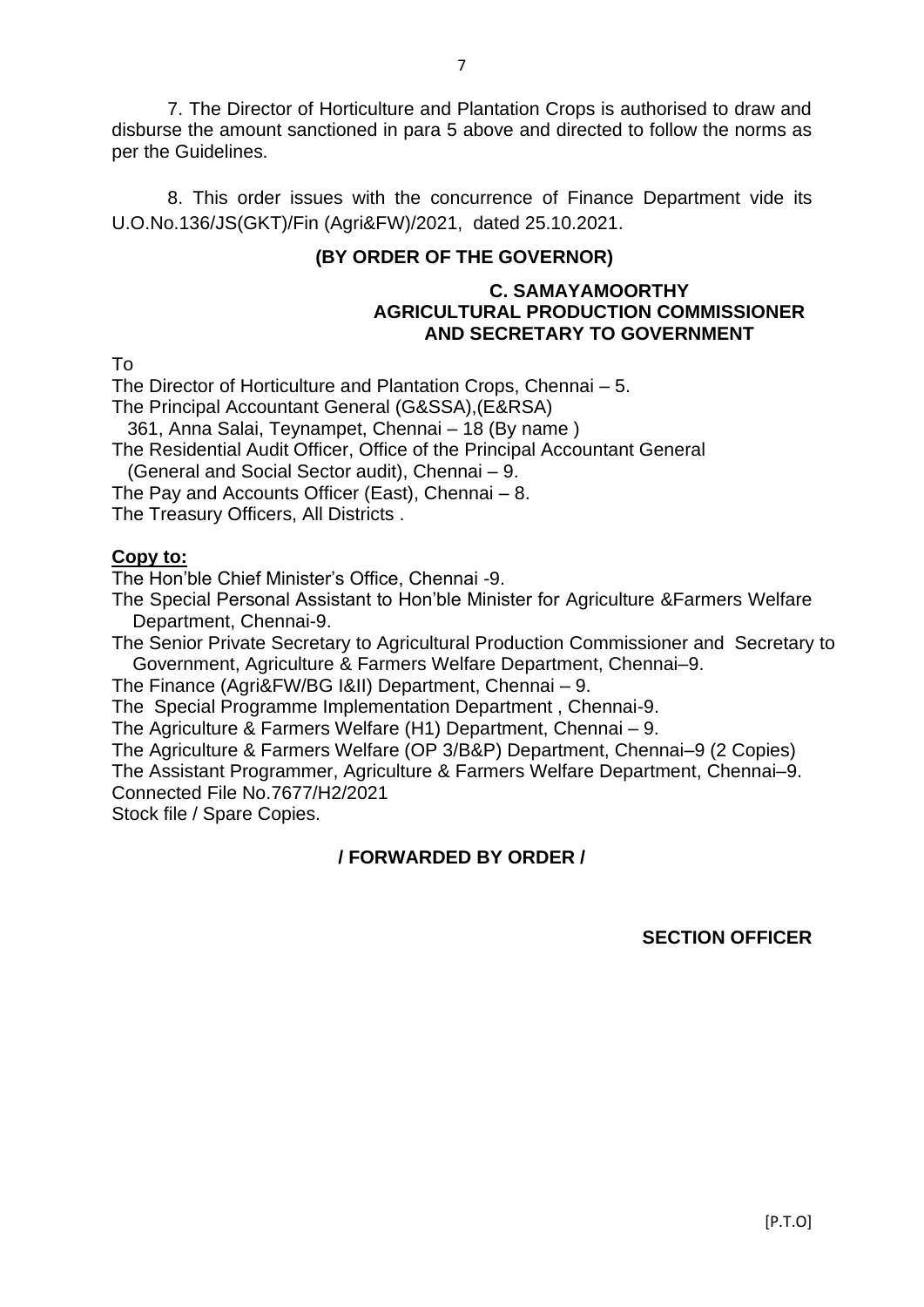7. The Director of Horticulture and Plantation Crops is authorised to draw and disburse the amount sanctioned in para 5 above and directed to follow the norms as per the Guidelines.

8. This order issues with the concurrence of Finance Department vide its U.O.No.136/JS(GKT)/Fin (Agri&FW)/2021, dated 25.10.2021.

**(BY ORDER OF THE GOVERNOR)**

**C. SAMAYAMOORTHY**
**AGRICULTURAL PRODUCTION COMMISSIONER**
**AND SECRETARY TO GOVERNMENT**

To

The Director of Horticulture and Plantation Crops, Chennai – 5.
The Principal Accountant General (G&SSA),(E&RSA)
361, Anna Salai, Teynampet, Chennai – 18 (By name )
The Residential Audit Officer, Office of the Principal Accountant General
(General and Social Sector audit), Chennai – 9.
The Pay and Accounts Officer (East), Chennai – 8.
The Treasury Officers, All Districts .

**Copy to:**

The Hon'ble Chief Minister's Office, Chennai -9.
The Special Personal Assistant to Hon'ble Minister for Agriculture &Farmers Welfare Department, Chennai-9.
The Senior Private Secretary to Agricultural Production Commissioner and Secretary to Government, Agriculture & Farmers Welfare Department, Chennai–9.
The Finance (Agri&FW/BG I&II) Department, Chennai – 9.
The Special Programme Implementation Department , Chennai-9.
The Agriculture & Farmers Welfare (H1) Department, Chennai – 9.
The Agriculture & Farmers Welfare (OP 3/B&P) Department, Chennai–9 (2 Copies)
The Assistant Programmer, Agriculture & Farmers Welfare Department, Chennai–9.
Connected File No.7677/H2/2021
Stock file / Spare Copies.

**/ FORWARDED BY ORDER /**

**SECTION OFFICER**

[P.T.O]